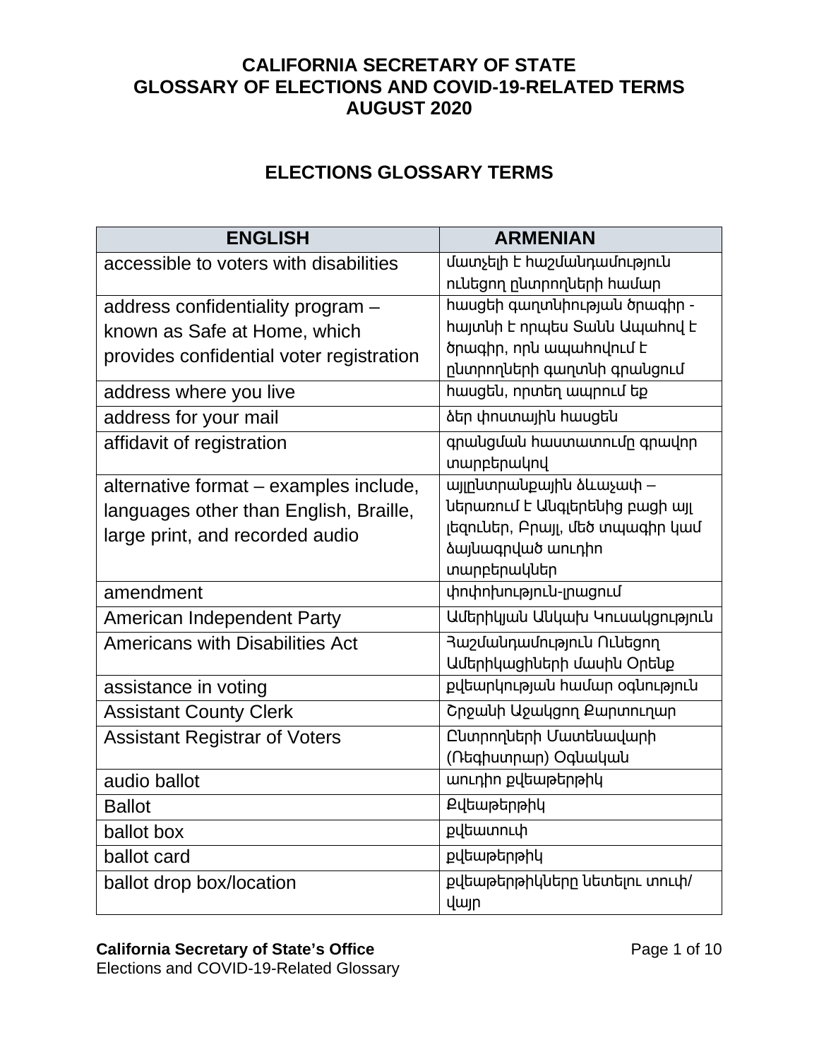# CALIFORNIA SECRETARY OF STATE
# GLOSSARY OF ELECTIONS AND COVID-19-RELATED TERMS
# AUGUST 2020

## ELECTIONS GLOSSARY TERMS

| ENGLISH | ARMENIAN |
|---|---|
| accessible to voters with disabilities | մատչելի է հաշմանդամություն ունեցող ընտրողների համար |
| address confidentiality program – known as Safe at Home, which provides confidential voter registration | հասցեի գաղտնիության ծրագիր - հայտնի է որպես Տանն Ապահով է ծրագիր, որն ապահովում է ընտրողների գաղտնի գրանցում |
| address where you live | հասցեն, որտեղ ապրում եք |
| address for your mail | ձեր փոստային հասցեն |
| affidavit of registration | գրանցման հաստատումը գրավոր տարբերակով |
| alternative format – examples include, languages other than English, Braille, large print, and recorded audio | այլընտրանքային ձևաչափ – ներառում է Անգլերենից բացի այլ լեզուներ, Բրայլ, մեծ տպագիր կամ ձայնագրված աուդիո տարբերակներ |
| amendment | փոփոխություն-լրացում |
| American Independent Party | Ամերիկյան Անկախ Կուսակցություն |
| Americans with Disabilities Act | Հաշմանդամություն Ունեցող Ամերիկացիների մասին Օրենք |
| assistance in voting | քվեարկության համար օգնություն |
| Assistant County Clerk | Շրջանի Աջակցող Քարտուղար |
| Assistant Registrar of Voters | Ընտրողների Մատենավարի (Ռեգիստրար) Օգնական |
| audio ballot | աուդիո քվեաթերթիկ |
| Ballot | Քվեաթերթիկ |
| ballot box | քվեատուփ |
| ballot card | քվեաթերթիկ |
| ballot drop box/location | քվեաթերթիկները նետելու տուփ/վայր |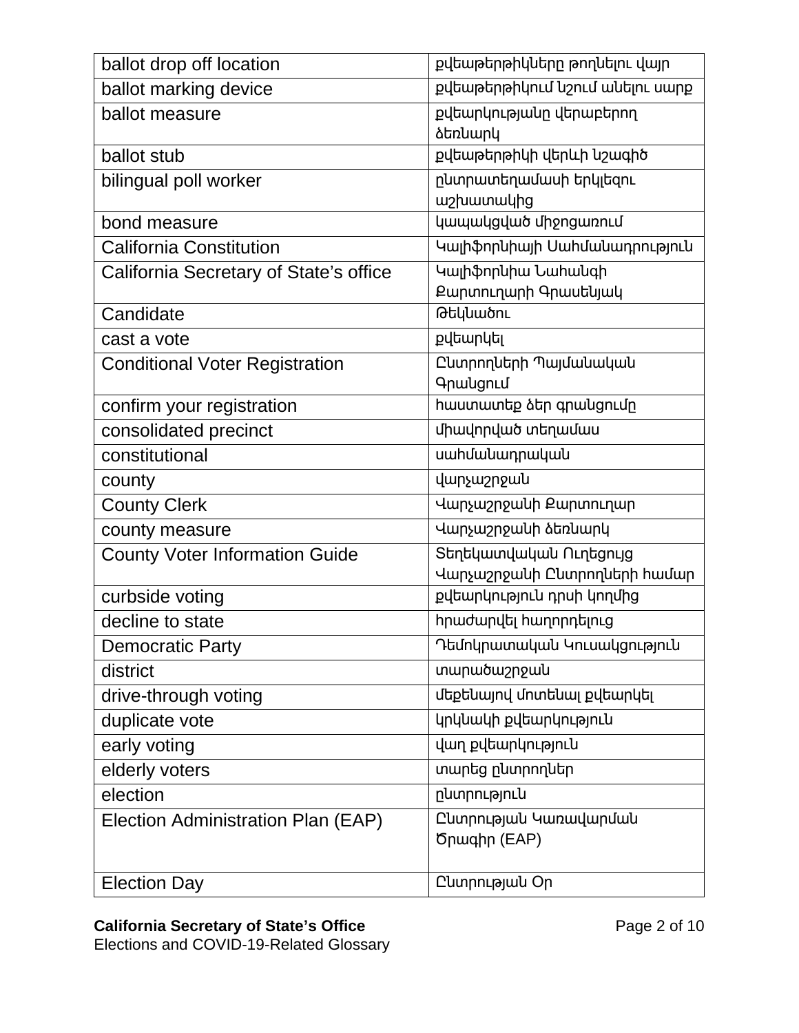| ballot drop off location | քվեաթերթիկները թողնելու վայր |
|---|---|
| ballot marking device | քվեաթերթիկում նշում անելու սարք |
| ballot measure | քվեարկությանը վերաբերող ձեռնարկ |
| ballot stub | քվեաթերթիկի վերևի նշագիծ |
| bilingual poll worker | ընտրատեղամասի երկլեզու աշխատակից |
| bond measure | կապակցված միջոցառում |
| California Constitution | Կալիֆորնիայի Սահմանադրություն |
| California Secretary of State's office | Կալիֆորնիա Նահանգի Քարտուղարի Գրասենյակ |
| Candidate | Թեկնածու |
| cast a vote | քվեարկել |
| Conditional Voter Registration | Ընտրողների Պայմանական Գրանցում |
| confirm your registration | հաստատեք ձեր գրանցումը |
| consolidated precinct | միավորված տեղամաս |
| constitutional | սահմանադրական |
| county | վարչաշրջան |
| County Clerk | Վարչաշրջանի Քարտուղար |
| county measure | Վարչաշրջանի ձեռնարկ |
| County Voter Information Guide | Տեղեկատվական Ուղեցույց Վարչաշրջանի Ընտրողների համար |
| curbside voting | քվեարկություն դրսի կողմից |
| decline to state | հրաժարվել հաղորդելուց |
| Democratic Party | Դեմոկրատական Կուսակցություն |
| district | տարածաշրջան |
| drive-through voting | մեքենայով մոտենալ քվեարկել |
| duplicate vote | կրկնակի քվեարկություն |
| early voting | վաղ քվեարկություն |
| elderly voters | տարեց ընտրողներ |
| election | ընտրություն |
| Election Administration Plan (EAP) | Ընտրության Կառավարման Ծրագիր (EAP) |
| Election Day | Ընտրության Օր |

**California Secretary of State's Office**
Elections and COVID-19-Related Glossary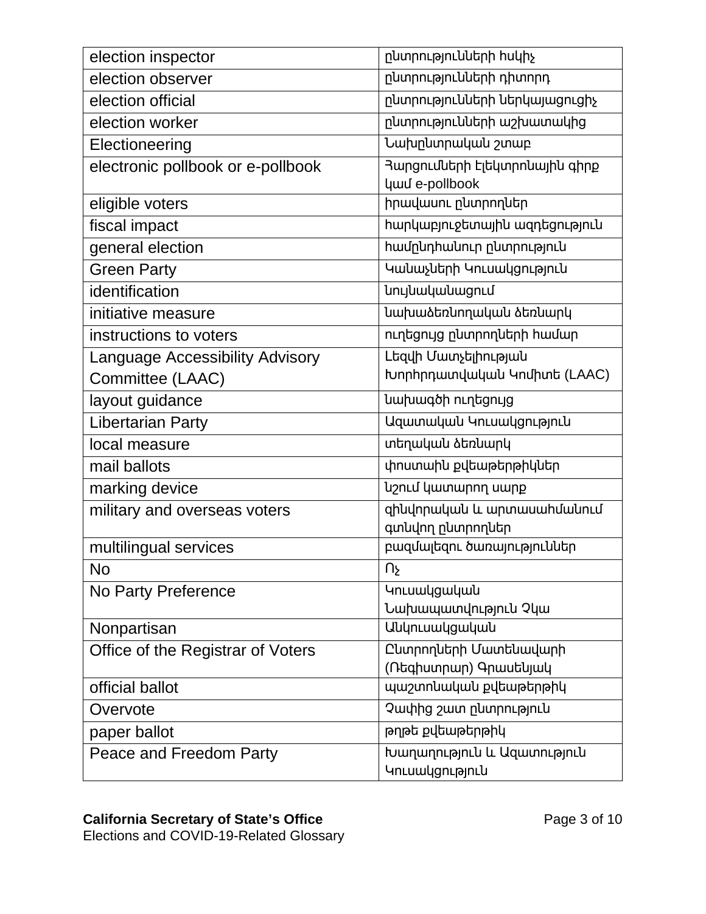| | |
|---|---|
| election inspector | ընտրությունների հսկիչ |
| election observer | ընտրությունների դիտորդ |
| election official | ընտրությունների ներկայացուցիչ |
| election worker | ընտրությունների աշխատակից |
| Electioneering | Նախընտրական շտաբ |
| electronic pollbook or e-pollbook | Հարցումների էլեկտրոնային գիրք կամ e-pollbook |
| eligible voters | իրավասու ընտրողներ |
| fiscal impact | հարկաբյուջետային ազդեցություն |
| general election | համընդհանուր ընտրություն |
| Green Party | Կանաչների Կուսակցություն |
| identification | նույնականացում |
| initiative measure | նախաձեռնողական ձեռնարկ |
| instructions to voters | ուղեցույց ընտրողների համար |
| Language Accessibility Advisory Committee (LAAC) | Լեզվի Մատչելիության Խորհրդատվական Կոմիտե (LAAC) |
| layout guidance | նախագծի ուղեցույց |
| Libertarian Party | Ազատական Կուսակցություն |
| local measure | տեղական ձեռնարկ |
| mail ballots | փոստային քվեաթերթիկներ |
| marking device | նշում կատարող սարք |
| military and overseas voters | զինվորական և արտասահմանում գտնվող ընտրողներ |
| multilingual services | բազմալեզու ծառայություններ |
| No | Ոչ |
| No Party Preference | Կուսակցական Նախապատվություն Չկա |
| Nonpartisan | Անկուսակցական |
| Office of the Registrar of Voters | Ընտրողների Մատենավարի (Ռեգիստրար) Գրասենյակ |
| official ballot | պաշտոնական քվեաթերթիկ |
| Overvote | Չափից շատ ընտրություն |
| paper ballot | թղթե քվեաթերթիկ |
| Peace and Freedom Party | Խաղաղություն և Ազատություն Կուսակցություն |

**California Secretary of State's Office**
Elections and COVID-19-Related Glossary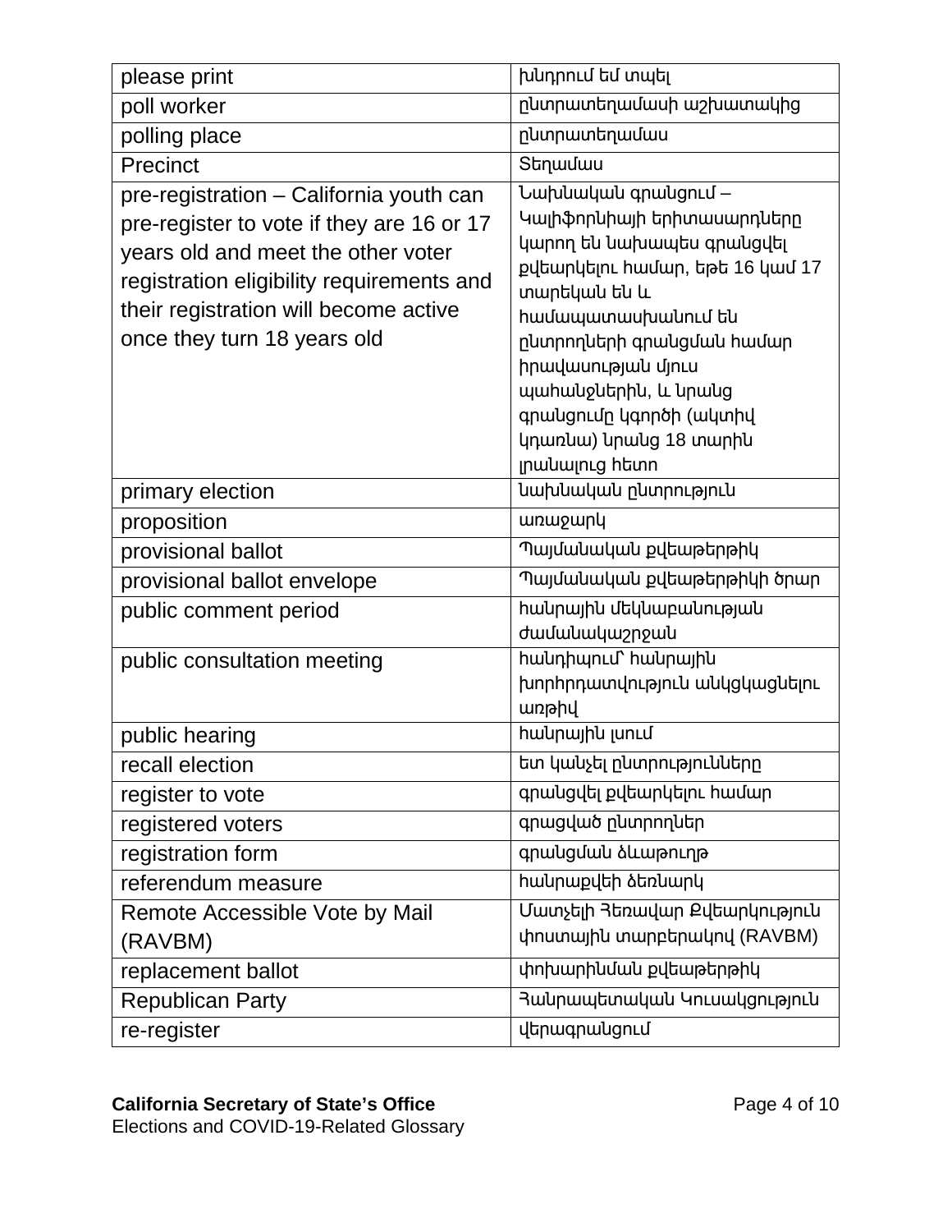| please print | խնդրում եմ տպել |
|---|---|
| poll worker | ընտրատեղամասի աշխատակից |
| polling place | ընտրատեղամաս |
| Precinct | Տեղամաս |
| pre-registration – California youth can pre-register to vote if they are 16 or 17 years old and meet the other voter registration eligibility requirements and their registration will become active once they turn 18 years old | Նախնական գրանցում – Կալիֆորնիայի երիտասարդները կարող են նախապես գրանցվել քվեարկելու համար, եթե 16 կամ 17 տարեկան են և համապատասխանում են ընտրողների գրանցման համար իրավասության մյուս պահանջներին, և նրանց գրանցումը կգործի (ակտիվ կդառնա) նրանց 18 տարին լրանալուց հետո |
| primary election | նախնական ընտրություն |
| proposition | առաջարկ |
| provisional ballot | Պայմանական քվեաթերթիկ |
| provisional ballot envelope | Պայմանական քվեաթերթիկի ծրար |
| public comment period | հանրային մեկնաբանության ժամանակաշրջան |
| public consultation meeting | հանդիպում՝ հանրային խորհրդատվություն անկցկացնելու առթիվ |
| public hearing | հանրային լսում |
| recall election | ետ կանչել ընտրությունները |
| register to vote | գրանցվել քվեարկելու համար |
| registered voters | գրացված ընտրողներ |
| registration form | գրանցման ձևաթուղթ |
| referendum measure | հանրաքվեի ձեռնարկ |
| Remote Accessible Vote by Mail (RAVBM) | Մատչելի Հեռավար Քվեարկություն փոստային տարբերակով (RAVBM) |
| replacement ballot | փոխարինման քվեաթերթիկ |
| Republican Party | Հանրապետական Կուսակցություն |
| re-register | վերագրանցում |

**California Secretary of State's Office**
Elections and COVID-19-Related Glossary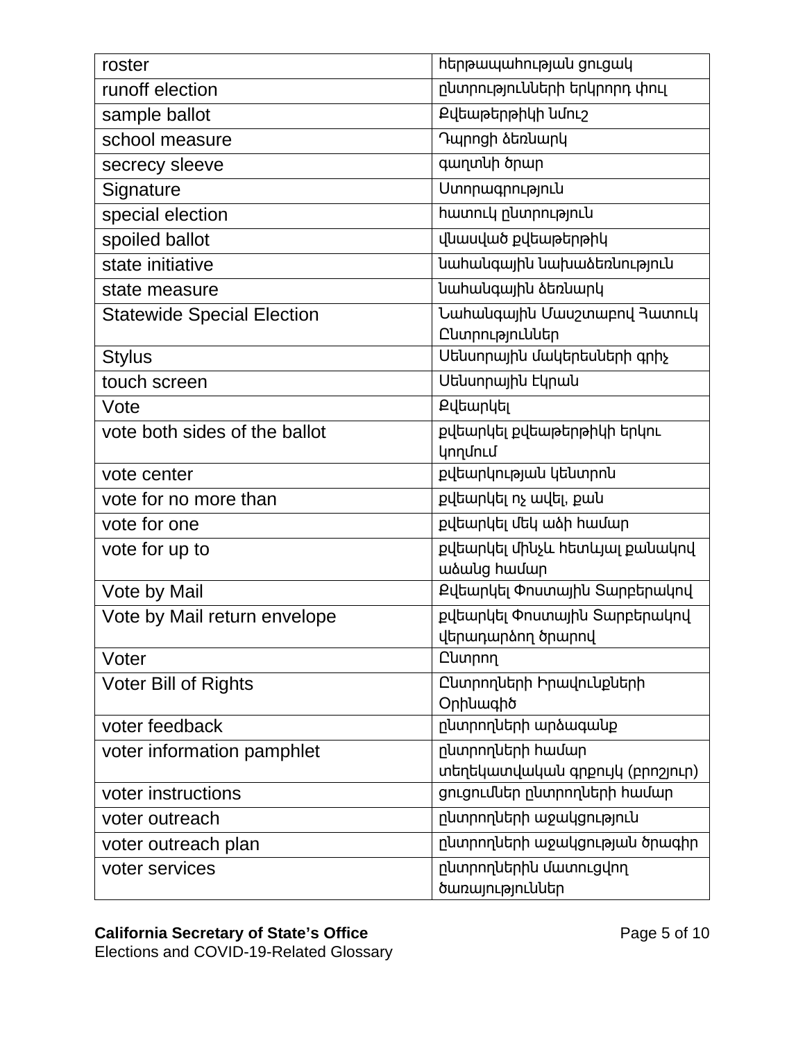| roster | հերթապահության ցուցակ |
| --- | --- |
| runoff election | ընտրությունների երկրորդ փուլ |
| sample ballot | Քվեաթերթիկի նմուշ |
| school measure | Դպրոցի ձեռնարկ |
| secrecy sleeve | գաղտնի ծրար |
| Signature | Ստորագրություն |
| special election | հատուկ ընտրություն |
| spoiled ballot | վնասված քվեաթերթիկ |
| state initiative | նահանգային նախաձեռնություն |
| state measure | նահանգային ձեռնարկ |
| Statewide Special Election | Նահանգային Մասշտաբով Հատուկ Ընտրություններ |
| Stylus | Սենսորային մակերեսների գրիչ |
| touch screen | Սենսորային Էկրան |
| Vote | Քվեարկել |
| vote both sides of the ballot | քվեարկել քվեաթերթիկի երկու կողմում |
| vote center | քվեարկության կենտրոն |
| vote for no more than | քվեարկել ոչ ավել, քան |
| vote for one | քվեարկել մեկ անձի համար |
| vote for up to | քվեարկել մինչև հետևյալ քանակով անձանց համար |
| Vote by Mail | Քվեարկել Փոստային Տարբերակով |
| Vote by Mail return envelope | քվեարկել Փոստային Տարբերակով վերադարձող ծրարով |
| Voter | Ընտրող |
| Voter Bill of Rights | Ընտրողների Իրավունքների Օրինագիծ |
| voter feedback | ընտրողների արձագանք |
| voter information pamphlet | ընտրողների համար տեղեկատվական գրքույկ (բրոշյուր) |
| voter instructions | ցուցումներ ընտրողների համար |
| voter outreach | ընտրողների աջակցություն |
| voter outreach plan | ընտրողների աջակցության ծրագիր |
| voter services | ընտրողներին մատուցվող ծառայություններ |

**California Secretary of State's Office**
Elections and COVID-19-Related Glossary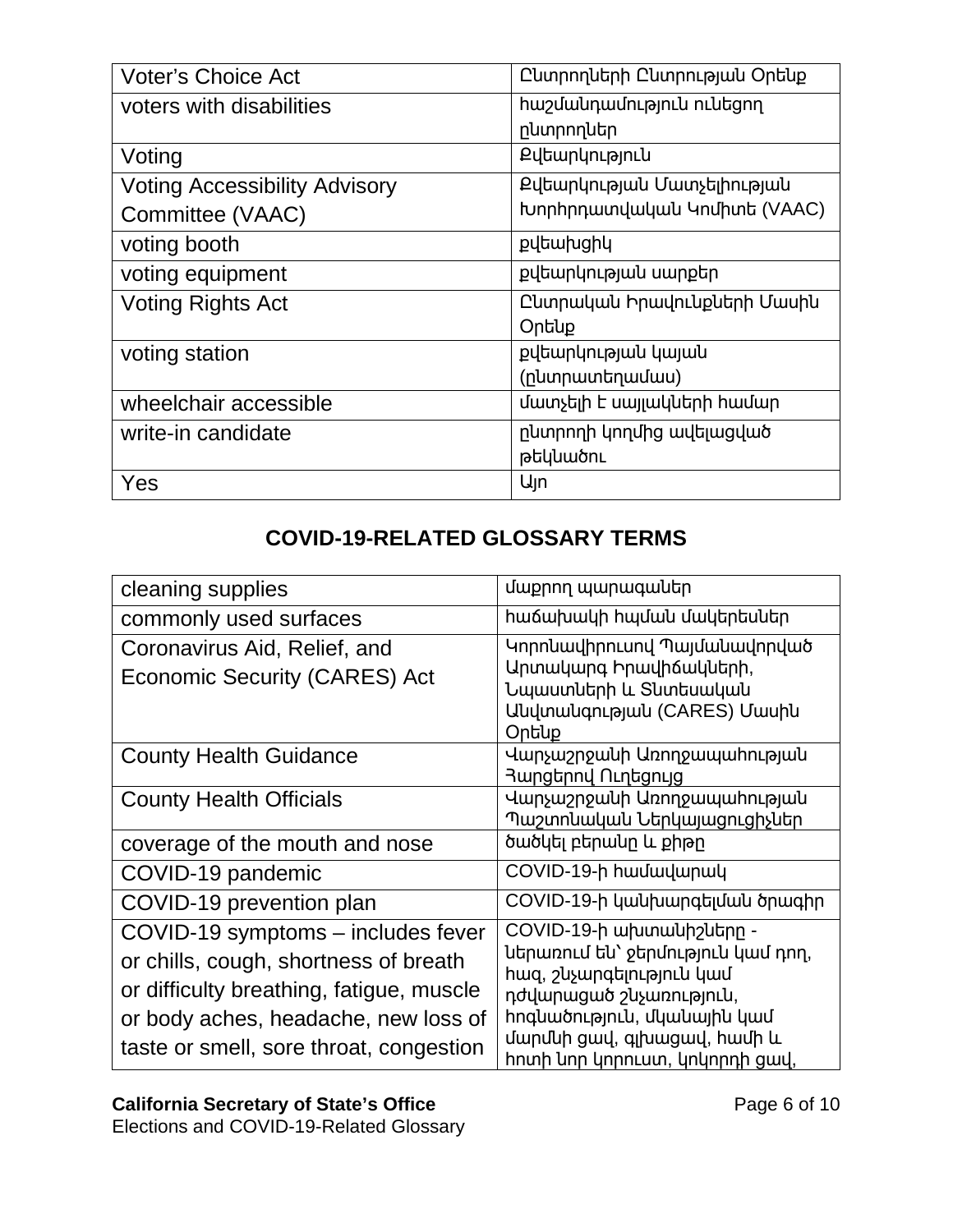| | |
|---|---|
| Voter's Choice Act | Ընտրողների Ընտրության Օրենք |
| voters with disabilities | հաշմանդամություն ունեցող ընտրողներ |
| Voting | Քվեարկություն |
| Voting Accessibility Advisory Committee (VAAC) | Քվեարկության Մատչելիության Խորհրդատվական Կոմիտե (VAAC) |
| voting booth | քվեախցիկ |
| voting equipment | քվեարկության սարքեր |
| Voting Rights Act | Ընտրական Իրավունքների Մասին Օրենք |
| voting station | քվեարկության կայան (ընտրատեղամաս) |
| wheelchair accessible | մատչելի է սայլակների համար |
| write-in candidate | ընտրողի կողմից ավելացված թեկնածու |
| Yes | Այո |

## COVID-19-RELATED GLOSSARY TERMS

| | |
|---|---|
| cleaning supplies | մաքրող պարագաներ |
| commonly used surfaces | հաճախակի հպման մակերեսներ |
| Coronavirus Aid, Relief, and Economic Security (CARES) Act | Կորոնավիրուսով Պայմանավորված Արտակարգ Իրավիճակների, Նպաստների և Տնտեսական Անվտանգության (CARES) Մասին Օրենք |
| County Health Guidance | Վարչաշրջանի Առողջապահության Հարցերով Ուղեցույց |
| County Health Officials | Վարչաշրջանի Առողջապահության Պաշտոնական Ներկայացուցիչներ |
| coverage of the mouth and nose | ծածկել բերանը և քիթը |
| COVID-19 pandemic | COVID-19-ի համավարակ |
| COVID-19 prevention plan | COVID-19-ի կանխարգելման ծրագիր |
| COVID-19 symptoms – includes fever or chills, cough, shortness of breath or difficulty breathing, fatigue, muscle or body aches, headache, new loss of taste or smell, sore throat, congestion | COVID-19-ի ախտանիշները - ներառում են՝ ջերմություն կամ դող, հազ, շնչարգելություն կամ դժվարացած շնչառություն, հոգնածություն, մկանային կամ մարմնի ցավ, գլխացավ, համի և հոտի նոր կորուստ, կոկորդի ցավ, |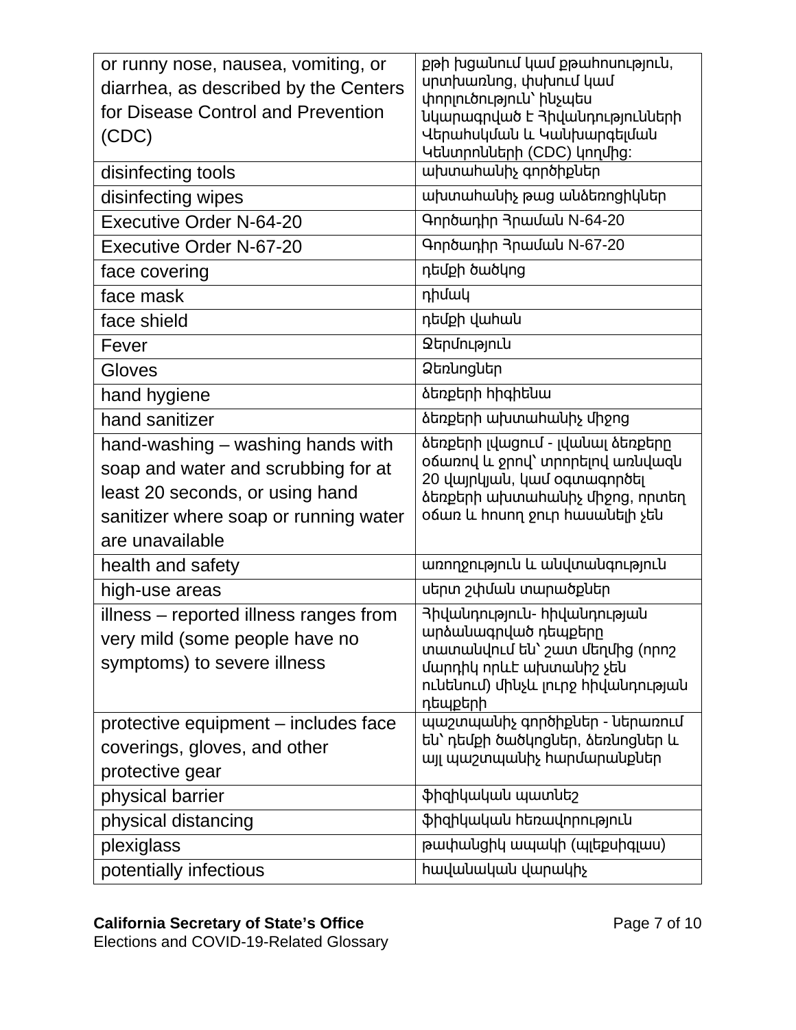| or runny nose, nausea, vomiting, or diarrhea, as described by the Centers for Disease Control and Prevention (CDC) | քթի խցանում կամ քթահոսություն, սրտխառնոց, փսխում կամ փորլուծություն՝ ինչպես նկարագրված է Հիվանդությունների Վերահսկման և Կանխարգելման Կենտրոնների (CDC) կողմից: |
|---|---|
| disinfecting tools | ախտահանիչ գործիքներ |
| disinfecting wipes | ախտահանիչ թաց անձեռոցիկներ |
| Executive Order N-64-20 | Գործադիր Հրաման N-64-20 |
| Executive Order N-67-20 | Գործադիր Հրաման N-67-20 |
| face covering | դեմքի ծածկոց |
| face mask | դիմակ |
| face shield | դեմքի վահան |
| Fever | Ջերմություն |
| Gloves | Ձեռնոցներ |
| hand hygiene | ձեռքերի հիգիենա |
| hand sanitizer | ձեռքերի ախտահանիչ միջոց |
| hand-washing – washing hands with soap and water and scrubbing for at least 20 seconds, or using hand sanitizer where soap or running water are unavailable | ձեռքերի լվացում - լվանալ ձեռքերը օճառով և ջրով՝ տրորելով առնվազն 20 վայրկյան, կամ օգտագործել ձեռքերի ախտահանիչ միջոց, որտեղ օճառ և հոսող ջուր հասանելի չեն |
| health and safety | առողջություն և անվտանգություն |
| high-use areas | սերտ շփման տարածքներ |
| illness – reported illness ranges from very mild (some people have no symptoms) to severe illness | Հիվանդություն- հիվանդության արձանագրված դեպքերը տատանվում են՝ շատ մեղմից (որոշ մարդիկ որևէ ախտանիշ չեն ունենում) մինչև լուրջ հիվանդության դեպքերի |
| protective equipment – includes face coverings, gloves, and other protective gear | պաշտպանիչ գործիքներ - ներառում են՝ դեմքի ծածկոցներ, ձեռնոցներ և այլ պաշտպանիչ հարմարանքներ |
| physical barrier | ֆիզիկական պատնեշ |
| physical distancing | ֆիզիկական հեռավորություն |
| plexiglass | թափանցիկ ապակի (պլեքսիգլաս) |
| potentially infectious | հավանական վարակիչ |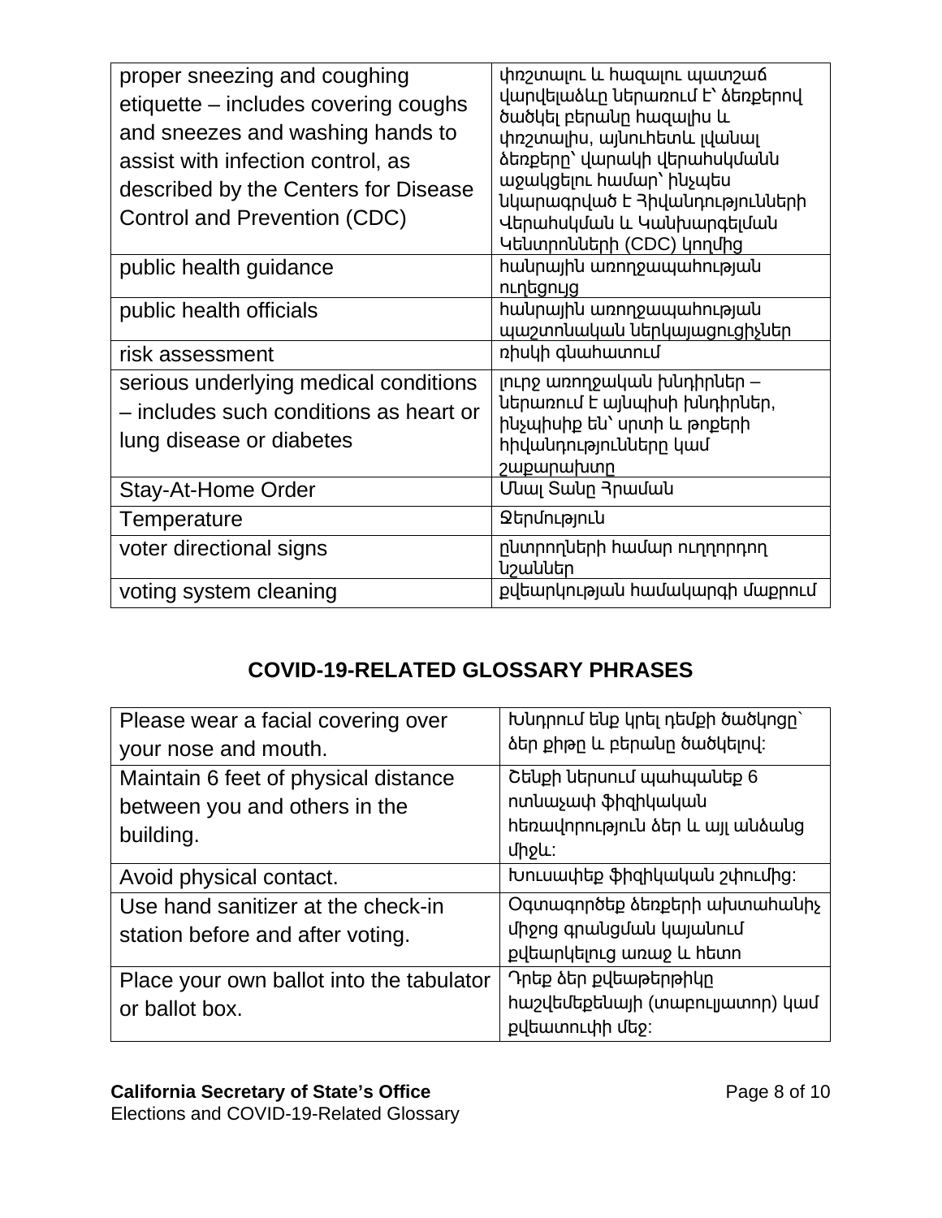| | |
|---|---|
| proper sneezing and coughing etiquette – includes covering coughs and sneezes and washing hands to assist with infection control, as described by the Centers for Disease Control and Prevention (CDC) | փռշտալու և հազալու պատշաճ վարվելաձևը ներառում է՝ ձեռքերով ծածկել բերանը հազալիս և փռշտալիս, այնուհետև լվանալ ձեռքերը՝ վարակի վերահսկմանն աջակցելու համար՝ ինչպես նկարագրված է Հիվանդությունների Վերահսկման և Կանխարգելման Կենտրոնների (CDC) կողմից |
| public health guidance | հանրային առողջապահության ուղեցույց |
| public health officials | հանրային առողջապահության պաշտոնական ներկայացուցիչներ |
| risk assessment | ռիսկի գնահատում |
| serious underlying medical conditions – includes such conditions as heart or lung disease or diabetes | լուրջ առողջական խնդիրներ – ներառում է այնպիսի խնդիրներ, ինչպիսիք են՝ սրտի և թոքերի հիվանդությունները կամ շաքարախտը |
| Stay-At-Home Order | Մնալ Տանը Հրաման |
| Temperature | Ջերմություն |
| voter directional signs | ընտրողների համար ուղղորդող նշաններ |
| voting system cleaning | քվեարկության համակարգի մաքրում |

## COVID-19-RELATED GLOSSARY PHRASES

| | |
|---|---|
| Please wear a facial covering over your nose and mouth. | Խնդրում ենք կրել դեմքի ծածկոցը՝ ձեր քիթը և բերանը ծածկելով: |
| Maintain 6 feet of physical distance between you and others in the building. | Շենքի ներսում պահպանեք 6 ոտնաչափ ֆիզիկական հեռավորություն ձեր և այլ անձանց միջև: |
| Avoid physical contact. | Խուսափեք ֆիզիկական շփումից: |
| Use hand sanitizer at the check-in station before and after voting. | Օգտագործեք ձեռքերի ախտահանիչ միջոց գրանցման կայանում քվեարկելուց առաջ և հետո |
| Place your own ballot into the tabulator or ballot box. | Դրեք ձեր քվեաթերթիկը հաշվեմեքենայի (տաբուլյատոր) կամ քվեատուփի մեջ: |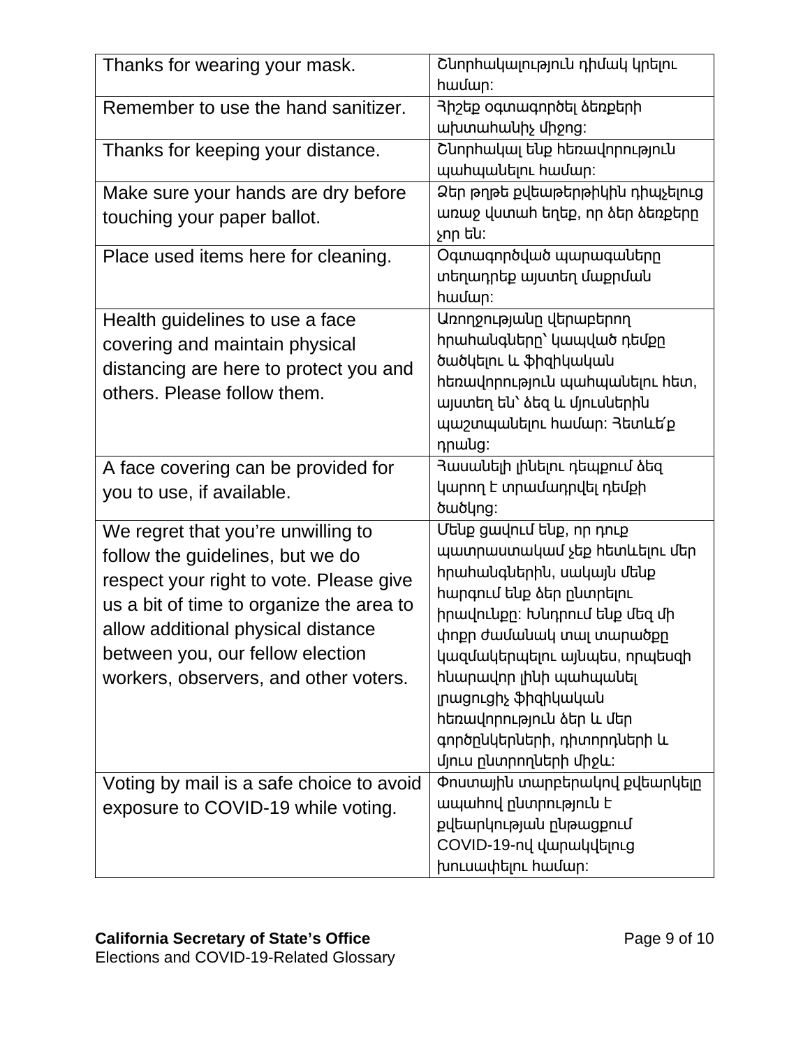| Thanks for wearing your mask. | Շնորհակալություն դիմակ կրելու համար: |
|---|---|
| Remember to use the hand sanitizer. | Հիշեք օգտագործել ձեռքերի ախտահանիչ միջոց: |
| Thanks for keeping your distance. | Շնորհակալ ենք հեռավորություն պահպանելու համար: |
| Make sure your hands are dry before touching your paper ballot. | Ձեր թղթե քվեաթերթիկին դիպչելուց առաջ վստահ եղեք, որ ձեր ձեռքերը չոր են: |
| Place used items here for cleaning. | Օգտագործված պարագաները տեղադրեք այստեղ մաքրման համար: |
| Health guidelines to use a face covering and maintain physical distancing are here to protect you and others. Please follow them. | Առողջությանը վերաբերող հրահանգները՝ կապված դեմքը ծածկելու և ֆիզիկական հեռավորություն պահպանելու հետ, այստեղ են՝ ձեզ և մյուսներին պաշտպանելու համար: Հետևե՛ք դրանց: |
| A face covering can be provided for you to use, if available. | Հասանելի լինելու դեպքում ձեզ կարող է տրամադրվել դեմքի ծածկոց: |
| We regret that you're unwilling to follow the guidelines, but we do respect your right to vote. Please give us a bit of time to organize the area to allow additional physical distance between you, our fellow election workers, observers, and other voters. | Մենք ցավում ենք, որ դուք պատրաստակամ չեք հետևելու մեր հրահանգներին, սակայն մենք հարգում ենք ձեր ընտրելու իրավունքը: Խնդրում ենք մեզ մի փոքր ժամանակ տալ տարածքը կազմակերպելու այնպես, որպեսզի հնարավոր լինի պահպանել լրացուցիչ ֆիզիկական հեռավորություն ձեր և մեր գործընկերների, դիտորդների և մյուս ընտրողների միջև: |
| Voting by mail is a safe choice to avoid exposure to COVID-19 while voting. | Փոստային տարբերակով քվեարկելը ապահով ընտրություն է քվեարկության ընթացքում COVID-19-ով վարակվելուց խուսափելու համար: |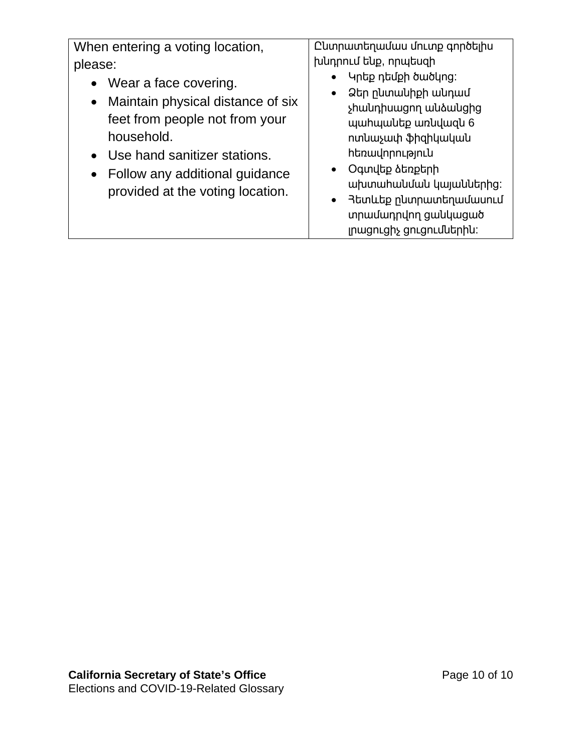| | |
|---|---|
| When entering a voting location, please:<br>• Wear a face covering.<br>• Maintain physical distance of six feet from people not from your household.<br>• Use hand sanitizer stations.<br>• Follow any additional guidance provided at the voting location. | Ընտրատեղամաս մուտք գործելիս խնդրում ենք, որպեսզի<br>• Կրեք դեմքի ծածկոց:<br>• Ձեր ընտանիքի անդամ չհանդիսացող անձանցից պահպանեք առնվազն 6 ոտնաչափ ֆիզիկական հեռավորություն<br>• Օգտվեք ձեռքերի ախտահանման կայաններից:<br>• Հետևեք ընտրատեղամասում տրամադրվող ցանկացած լրացուցիչ ցուցումներին: |